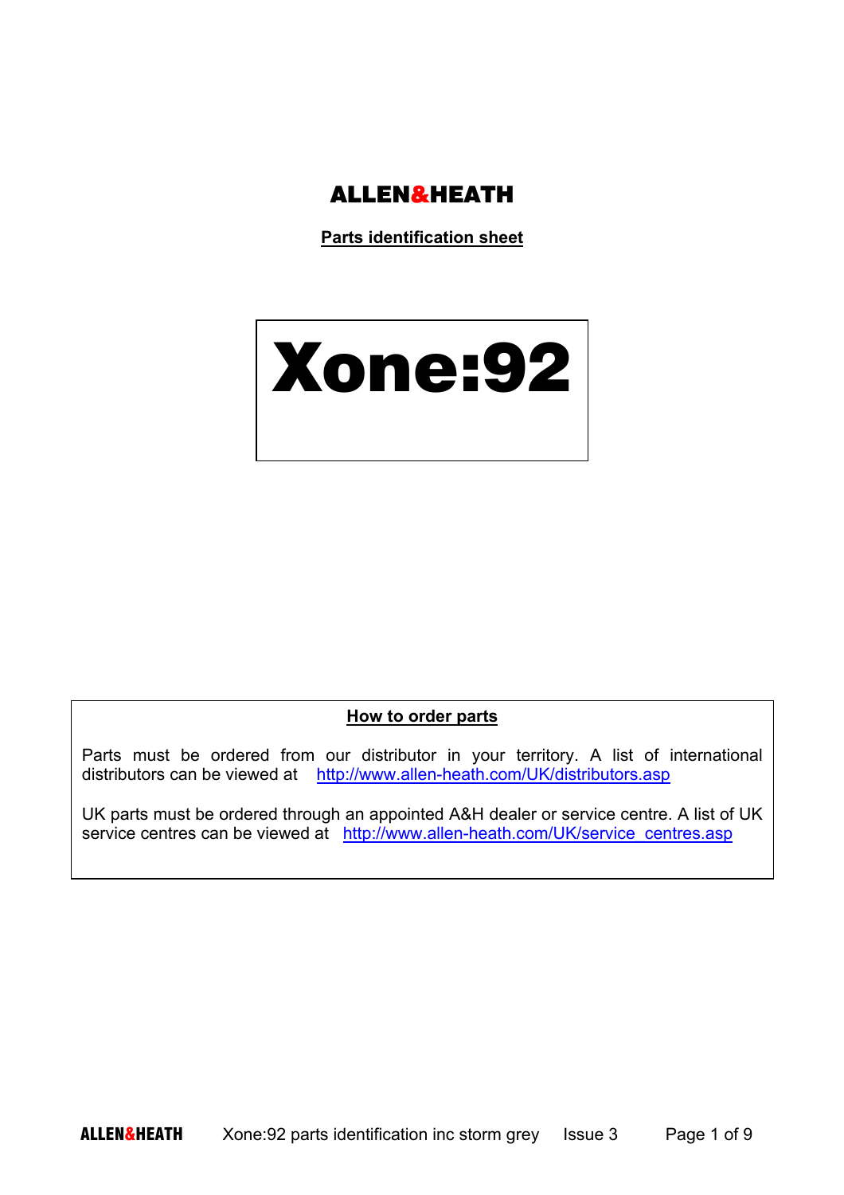# ALLEN&HEATH

**Parts identification sheet**

# Xone:92

## How to order parts

Parts must be ordered from our distributor in your territory. A list of international distributors can be viewed at http://www.allen-heath.com/UK/distributors.asp

UK parts must be ordered through an appointed A&H dealer or service centre. A list of UK service centres can be viewed at http://www.allen-heath.com/UK/service_centres.asp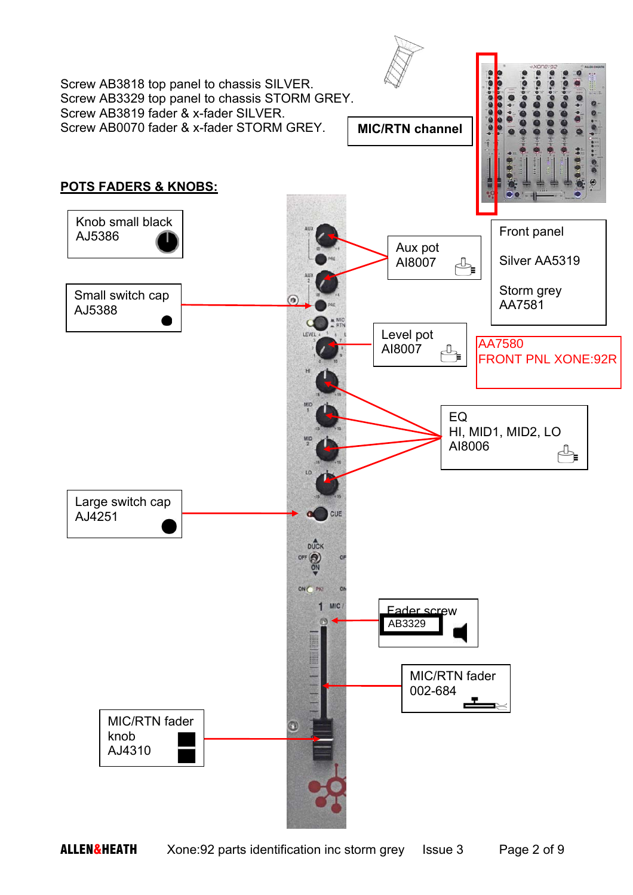Screw AB3818 top panel to chassis SILVER.
Screw AB3329 top panel to chassis STORM GREY.
Screw AB3819 fader & x-fader SILVER.
Screw AB0070 fader & x-fader STORM GREY.

**MIC/RTN channel**

**POTS FADERS & KNOBS:**

Knob small black
AJ5386

Aux pot
AI8007

Front panel

Silver AA5319

Storm grey
AA7581

AA7580
FRONT PNL XONE:92R

Small switch cap
AJ5388

Level pot
AI8007

EQ
HI, MID1, MID2, LO
AI8006

Large switch cap
AJ4251

Fader screw
AB3329

MIC/RTN fader
002-684

MIC/RTN fader knob
AJ4310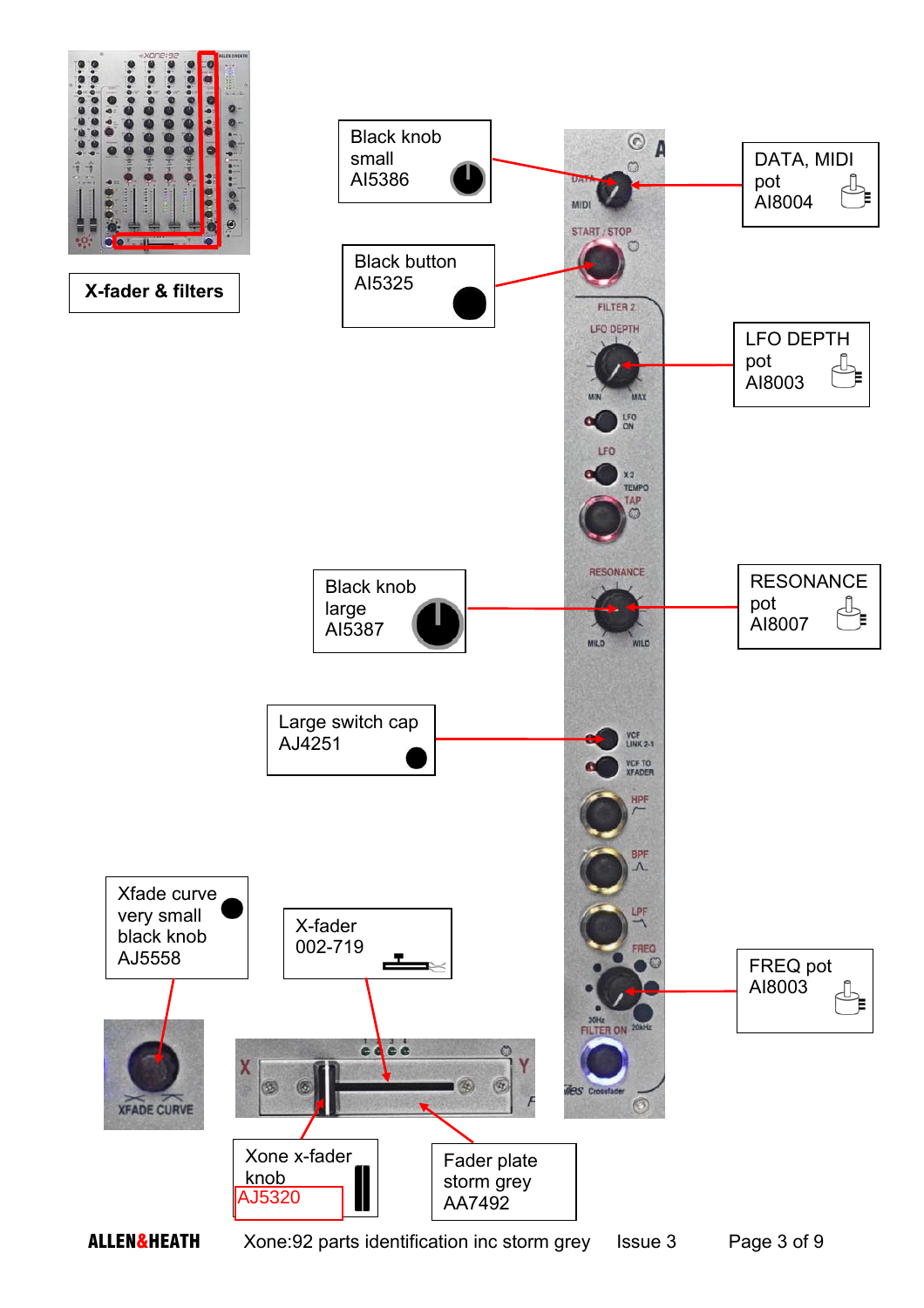**X-fader & filters**

Black knob small AI5386

DATA, MIDI pot AI8004

Black button AI5325

LFO DEPTH pot AI8003

Black knob large AI5387

RESONANCE pot AI8007

Large switch cap AJ4251

Xfade curve very small black knob AJ5558

X-fader 002-719

FREQ pot AI8003

Xone x-fader knob AJ5320

Fader plate storm grey AA7492

ALLEN&HEATH Xone:92 parts identification inc storm grey Issue 3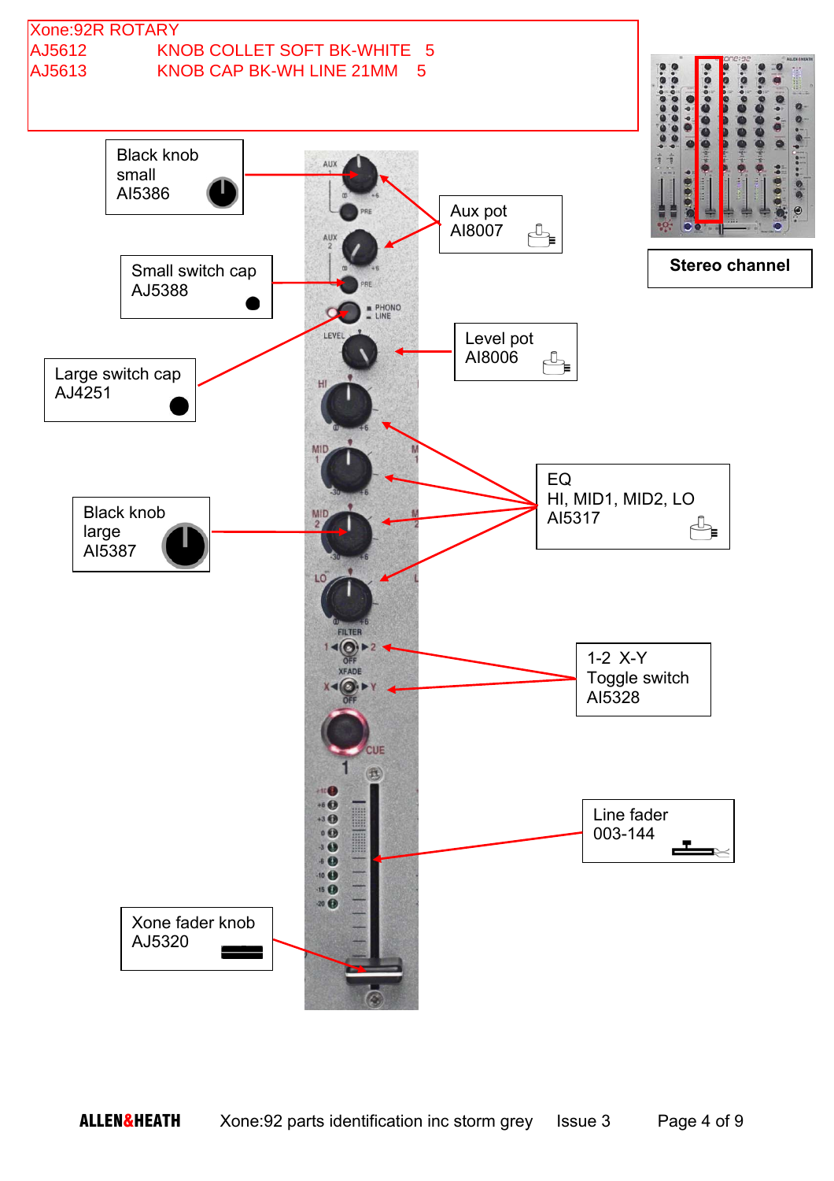Xone:92R ROTARY

| | | |
|---|---|---|
| AJ5612 | KNOB COLLET SOFT BK-WHITE | 5 |
| AJ5613 | KNOB CAP BK-WH LINE 21MM | 5 |

**Stereo channel**

Black knob small AI5386

Aux pot AI8007

Small switch cap AJ5388

Level pot AI8006

Large switch cap AJ4251

EQ HI, MID1, MID2, LO AI5317

Black knob large AI5387

1-2 X-Y Toggle switch AI5328

Line fader 003-144

Xone fader knob AJ5320

Xone:92 parts identification inc storm grey Issue 3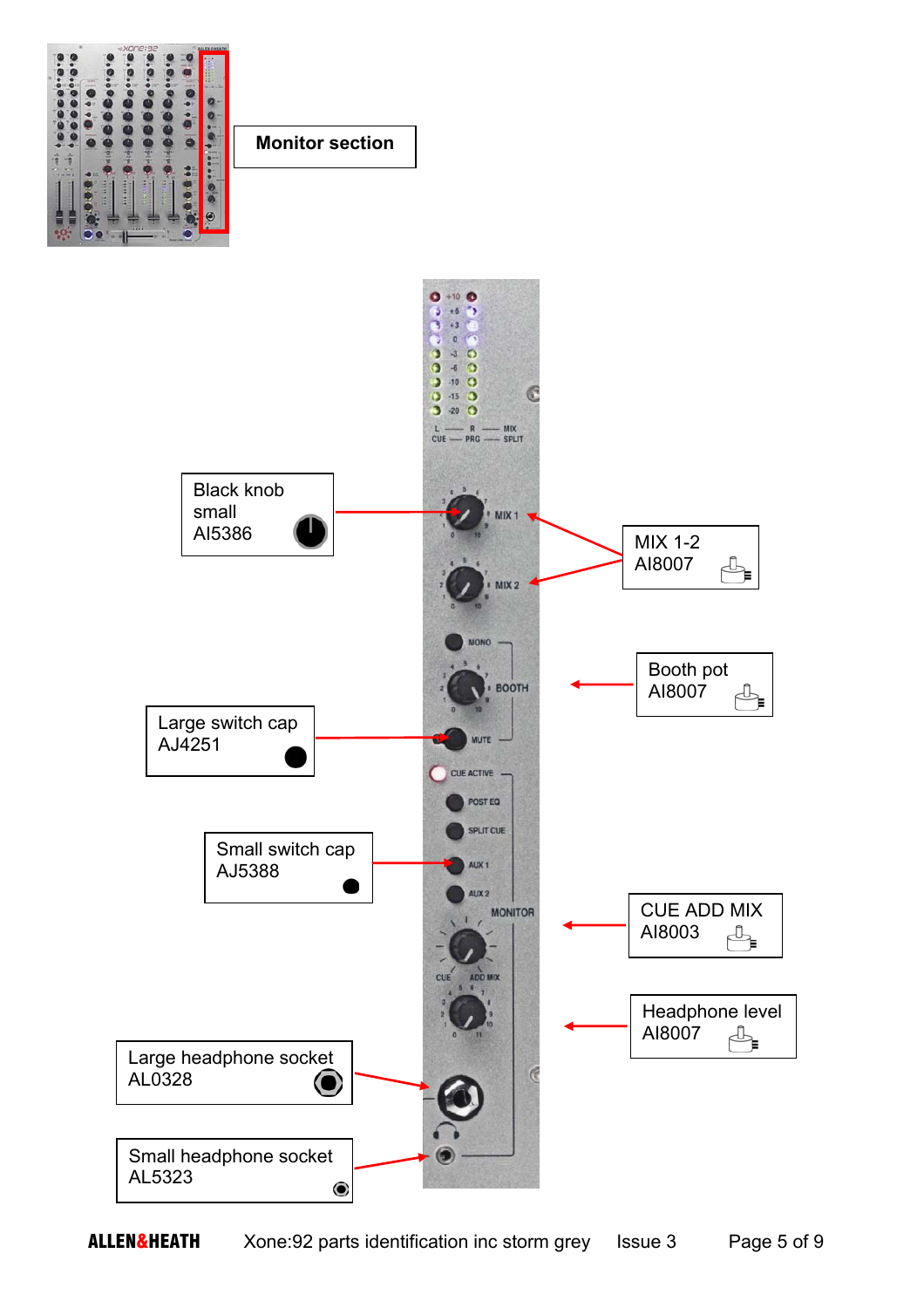**Monitor section**

Black knob small
AI5386

MIX 1-2
AI8007

Booth pot
AI8007

Large switch cap
AJ4251

Small switch cap
AJ5388

CUE ADD MIX
AI8003

Headphone level
AI8007

Large headphone socket
AL0328

Small headphone socket
AL5323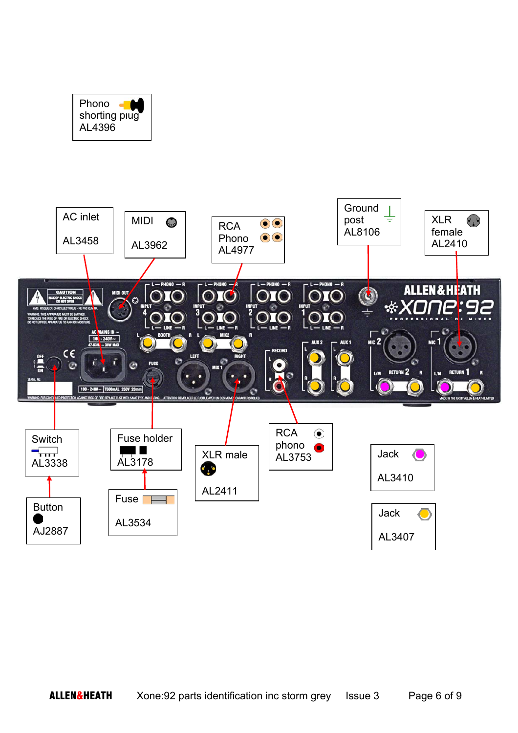Phono shorting plug AL4396

AC inlet AL3458

MIDI AL3962

RCA Phono AL4977

Ground post AL8106

XLR female AL2410

Switch AL3338

Button AJ2887

Fuse holder AL3178

Fuse AL3534

XLR male AL2411

RCA phono AL3753

Jack AL3410

Jack AL3407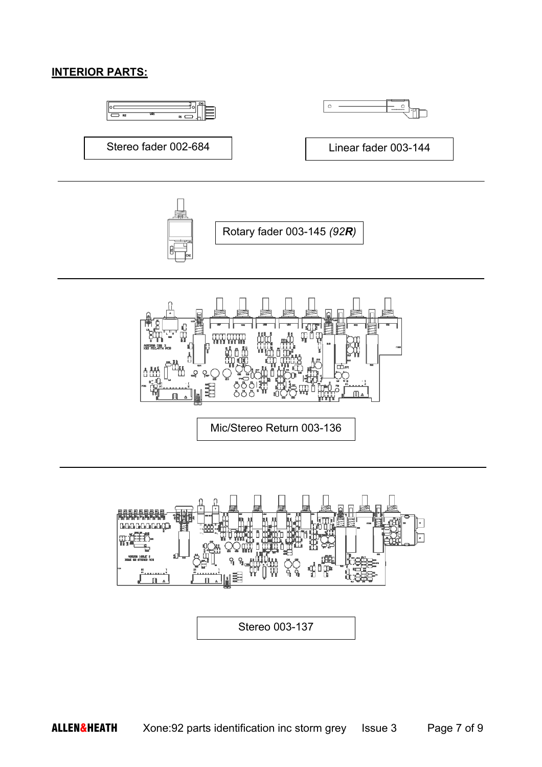**INTERIOR PARTS:**

Stereo fader 002-684

Linear fader 003-144

Rotary fader 003-145 *(92**R**)*

Mic/Stereo Return 003-136

Stereo 003-137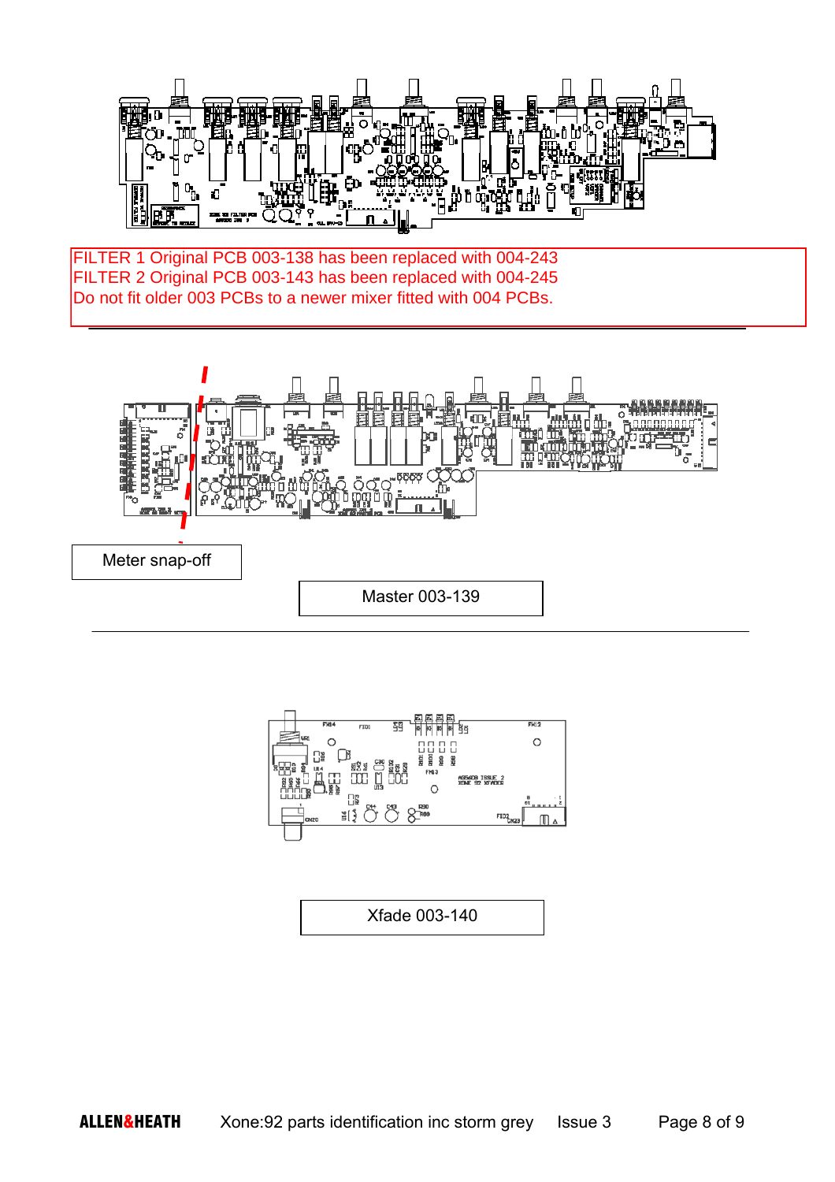FILTER 1 Original PCB 003-138 has been replaced with 004-243
FILTER 2 Original PCB 003-143 has been replaced with 004-245
Do not fit older 003 PCBs to a newer mixer fitted with 004 PCBs.

Meter snap-off

Master 003-139

Xfade 003-140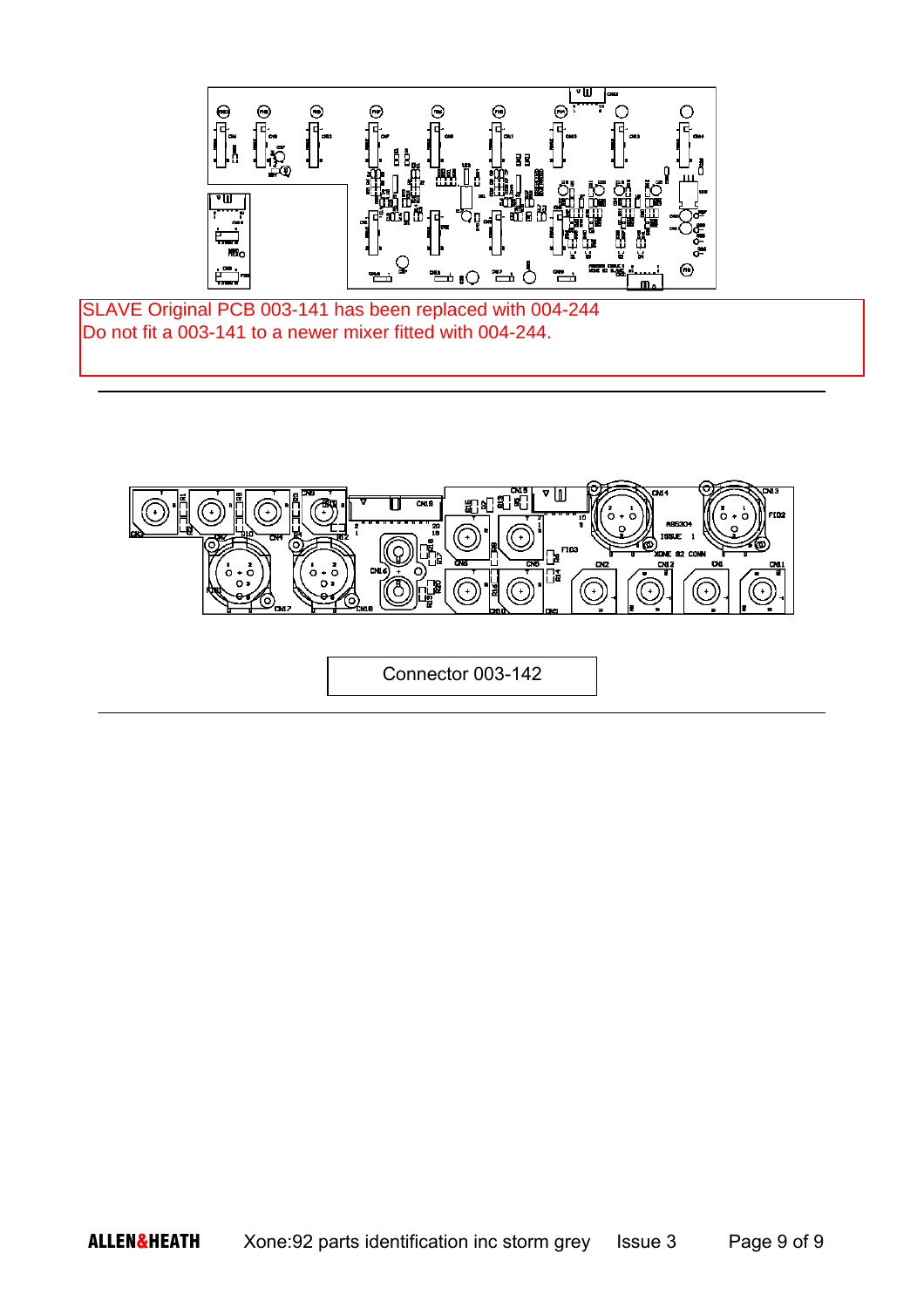SLAVE Original PCB 003-141 has been replaced with 004-244
Do not fit a 003-141 to a newer mixer fitted with 004-244.

---

Connector 003-142

---